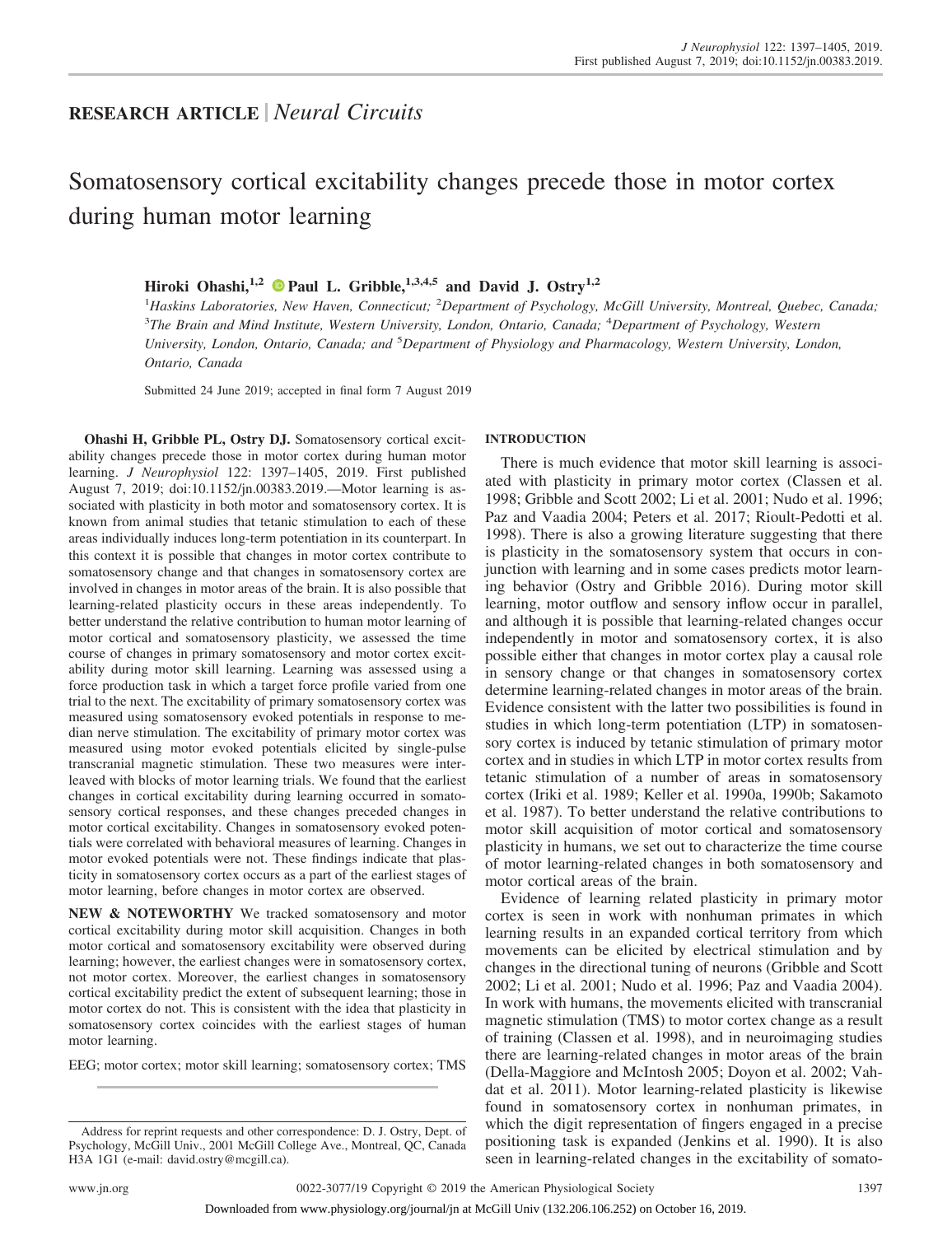**RESEARCH ARTICLE** | *Neural Circuits*

# Somatosensory cortical excitability changes precede those in motor cortex during human motor learning

**Hiroki Ohashi,[1,2] Paul L. Gribble,[1,3,4,5] and David J. Ostry[1,2]**

[1]*Haskins Laboratories, New Haven, Connecticut;* [2]*Department of Psychology, McGill University, Montreal, Quebec, Canada;* [3]*The Brain and Mind Institute, Western University, London, Ontario, Canada;* [4]*Department of Psychology, Western University, London, Ontario, Canada; and* [5]*Department of Physiology and Pharmacology, Western University, London, Ontario, Canada*

Submitted 24 June 2019; accepted in final form 7 August 2019

**Ohashi H, Gribble PL, Ostry DJ.** Somatosensory cortical excitability changes precede those in motor cortex during human motor learning. *J Neurophysiol* 122: 1397–1405, 2019. First published August 7, 2019; doi:10.1152/jn.00383.2019.—Motor learning is associated with plasticity in both motor and somatosensory cortex. It is known from animal studies that tetanic stimulation to each of these areas individually induces long-term potentiation in its counterpart. In this context it is possible that changes in motor cortex contribute to somatosensory change and that changes in somatosensory cortex are involved in changes in motor areas of the brain. It is also possible that learning-related plasticity occurs in these areas independently. To better understand the relative contribution to human motor learning of motor cortical and somatosensory plasticity, we assessed the time course of changes in primary somatosensory and motor cortex excitability during motor skill learning. Learning was assessed using a force production task in which a target force profile varied from one trial to the next. The excitability of primary somatosensory cortex was measured using somatosensory evoked potentials in response to median nerve stimulation. The excitability of primary motor cortex was measured using motor evoked potentials elicited by single-pulse transcranial magnetic stimulation. These two measures were interleaved with blocks of motor learning trials. We found that the earliest changes in cortical excitability during learning occurred in somatosensory cortical responses, and these changes preceded changes in motor cortical excitability. Changes in somatosensory evoked potentials were correlated with behavioral measures of learning. Changes in motor evoked potentials were not. These findings indicate that plasticity in somatosensory cortex occurs as a part of the earliest stages of motor learning, before changes in motor cortex are observed.

**NEW & NOTEWORTHY** We tracked somatosensory and motor cortical excitability during motor skill acquisition. Changes in both motor cortical and somatosensory excitability were observed during learning; however, the earliest changes were in somatosensory cortex, not motor cortex. Moreover, the earliest changes in somatosensory cortical excitability predict the extent of subsequent learning; those in motor cortex do not. This is consistent with the idea that plasticity in somatosensory cortex coincides with the earliest stages of human motor learning.

EEG; motor cortex; motor skill learning; somatosensory cortex; TMS

Address for reprint requests and other correspondence: D. J. Ostry, Dept. of Psychology, McGill Univ., 2001 McGill College Ave., Montreal, QC, Canada H3A 1G1 (e-mail: david.ostry@mcgill.ca).

## INTRODUCTION

There is much evidence that motor skill learning is associated with plasticity in primary motor cortex (Classen et al. 1998; Gribble and Scott 2002; Li et al. 2001; Nudo et al. 1996; Paz and Vaadia 2004; Peters et al. 2017; Rioult-Pedotti et al. 1998). There is also a growing literature suggesting that there is plasticity in the somatosensory system that occurs in conjunction with learning and in some cases predicts motor learning behavior (Ostry and Gribble 2016). During motor skill learning, motor outflow and sensory inflow occur in parallel, and although it is possible that learning-related changes occur independently in motor and somatosensory cortex, it is also possible either that changes in motor cortex play a causal role in sensory change or that changes in somatosensory cortex determine learning-related changes in motor areas of the brain. Evidence consistent with the latter two possibilities is found in studies in which long-term potentiation (LTP) in somatosensory cortex is induced by tetanic stimulation of primary motor cortex and in studies in which LTP in motor cortex results from tetanic stimulation of a number of areas in somatosensory cortex (Iriki et al. 1989; Keller et al. 1990a, 1990b; Sakamoto et al. 1987). To better understand the relative contributions to motor skill acquisition of motor cortical and somatosensory plasticity in humans, we set out to characterize the time course of motor learning-related changes in both somatosensory and motor cortical areas of the brain.

Evidence of learning related plasticity in primary motor cortex is seen in work with nonhuman primates in which learning results in an expanded cortical territory from which movements can be elicited by electrical stimulation and by changes in the directional tuning of neurons (Gribble and Scott 2002; Li et al. 2001; Nudo et al. 1996; Paz and Vaadia 2004). In work with humans, the movements elicited with transcranial magnetic stimulation (TMS) to motor cortex change as a result of training (Classen et al. 1998), and in neuroimaging studies there are learning-related changes in motor areas of the brain (Della-Maggiore and McIntosh 2005; Doyon et al. 2002; Vahdat et al. 2011). Motor learning-related plasticity is likewise found in somatosensory cortex in nonhuman primates, in which the digit representation of fingers engaged in a precise positioning task is expanded (Jenkins et al. 1990). It is also seen in learning-related changes in the excitability of somato-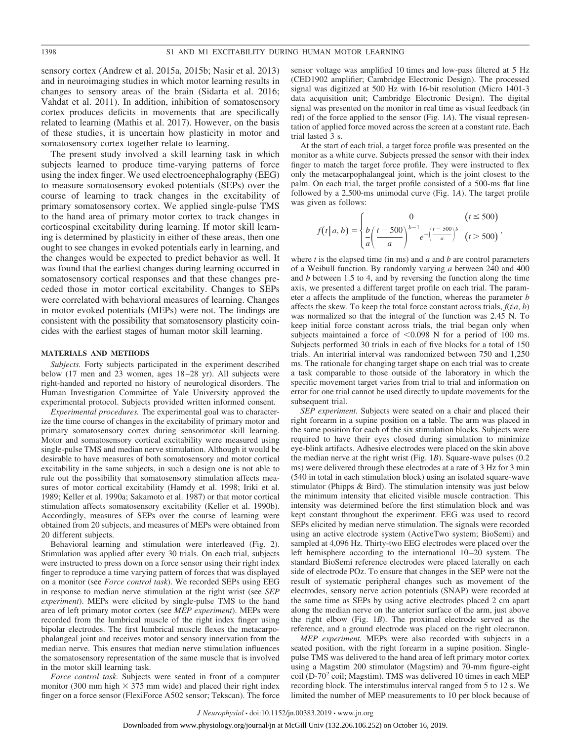sensory cortex (Andrew et al. 2015a, 2015b; Nasir et al. 2013) and in neuroimaging studies in which motor learning results in changes to sensory areas of the brain (Sidarta et al. 2016; Vahdat et al. 2011). In addition, inhibition of somatosensory cortex produces deficits in movements that are specifically related to learning (Mathis et al. 2017). However, on the basis of these studies, it is uncertain how plasticity in motor and somatosensory cortex together relate to learning.

The present study involved a skill learning task in which subjects learned to produce time-varying patterns of force using the index finger. We used electroencephalography (EEG) to measure somatosensory evoked potentials (SEPs) over the course of learning to track changes in the excitability of primary somatosensory cortex. We applied single-pulse TMS to the hand area of primary motor cortex to track changes in corticospinal excitability during learning. If motor skill learning is determined by plasticity in either of these areas, then one ought to see changes in evoked potentials early in learning, and the changes would be expected to predict behavior as well. It was found that the earliest changes during learning occurred in somatosensory cortical responses and that these changes preceded those in motor cortical excitability. Changes to SEPs were correlated with behavioral measures of learning. Changes in motor evoked potentials (MEPs) were not. The findings are consistent with the possibility that somatosensory plasticity coincides with the earliest stages of human motor skill learning.

## MATERIALS AND METHODS

*Subjects.* Forty subjects participated in the experiment described below (17 men and 23 women, ages 18–28 yr). All subjects were right-handed and reported no history of neurological disorders. The Human Investigation Committee of Yale University approved the experimental protocol. Subjects provided written informed consent.

*Experimental procedures.* The experimental goal was to characterize the time course of changes in the excitability of primary motor and primary somatosensory cortex during sensorimotor skill learning. Motor and somatosensory cortical excitability were measured using single-pulse TMS and median nerve stimulation. Although it would be desirable to have measures of both somatosensory and motor cortical excitability in the same subjects, in such a design one is not able to rule out the possibility that somatosensory stimulation affects measures of motor cortical excitability (Hamdy et al. 1998; Iriki et al. 1989; Keller et al. 1990a; Sakamoto et al. 1987) or that motor cortical stimulation affects somatosensory excitability (Keller et al. 1990b). Accordingly, measures of SEPs over the course of learning were obtained from 20 subjects, and measures of MEPs were obtained from 20 different subjects.

Behavioral learning and stimulation were interleaved (Fig. 2). Stimulation was applied after every 30 trials. On each trial, subjects were instructed to press down on a force sensor using their right index finger to reproduce a time varying pattern of forces that was displayed on a monitor (see *Force control task*). We recorded SEPs using EEG in response to median nerve stimulation at the right wrist (see *SEP experiment*). MEPs were elicited by single-pulse TMS to the hand area of left primary motor cortex (see *MEP experiment*). MEPs were recorded from the lumbrical muscle of the right index finger using bipolar electrodes. The first lumbrical muscle flexes the metacarpophalangeal joint and receives motor and sensory innervation from the median nerve. This ensures that median nerve stimulation influences the somatosensory representation of the same muscle that is involved in the motor skill learning task.

*Force control task.* Subjects were seated in front of a computer monitor (300 mm high × 375 mm wide) and placed their right index finger on a force sensor (FlexiForce A502 sensor; Tekscan). The force sensor voltage was amplified 10 times and low-pass filtered at 5 Hz (CED1902 amplifier; Cambridge Electronic Design). The processed signal was digitized at 500 Hz with 16-bit resolution (Micro 1401-3 data acquisition unit; Cambridge Electronic Design). The digital signal was presented on the monitor in real time as visual feedback (in red) of the force applied to the sensor (Fig. 1*A*). The visual representation of applied force moved across the screen at a constant rate. Each trial lasted 3 s.

At the start of each trial, a target force profile was presented on the monitor as a white curve. Subjects pressed the sensor with their index finger to match the target force profile. They were instructed to flex only the metacarpophalangeal joint, which is the joint closest to the palm. On each trial, the target profile consisted of a 500-ms flat line followed by a 2,500-ms unimodal curve (Fig. 1*A*). The target profile was given as follows:

$$f(t \mid a, b) = \begin{cases} 0 & (t \le 500) \\ \dfrac{b}{a}\left(\dfrac{t-500}{a}\right)^{b-1} e^{-\left(\frac{t-500}{a}\right)^{b}} & (t > 500) \end{cases},$$

where $t$ is the elapsed time (in ms) and $a$ and $b$ are control parameters of a Weibull function. By randomly varying $a$ between 240 and 400 and $b$ between 1.5 to 4, and by reversing the function along the time axis, we presented a different target profile on each trial. The parameter $a$ affects the amplitude of the function, whereas the parameter $b$ affects the skew. To keep the total force constant across trials, $f(t|a, b)$ was normalized so that the integral of the function was 2.45 N. To keep initial force constant across trials, the trial began only when subjects maintained a force of <0.098 N for a period of 100 ms. Subjects performed 30 trials in each of five blocks for a total of 150 trials. An intertrial interval was randomized between 750 and 1,250 ms. The rationale for changing target shape on each trial was to create a task comparable to those outside of the laboratory in which the specific movement target varies from trial to trial and information on error for one trial cannot be used directly to update movements for the subsequent trial.

*SEP experiment.* Subjects were seated on a chair and placed their right forearm in a supine position on a table. The arm was placed in the same position for each of the six stimulation blocks. Subjects were required to have their eyes closed during simulation to minimize eye-blink artifacts. Adhesive electrodes were placed on the skin above the median nerve at the right wrist (Fig. 1*B*). Square-wave pulses (0.2 ms) were delivered through these electrodes at a rate of 3 Hz for 3 min (540 in total in each stimulation block) using an isolated square-wave stimulator (Phipps & Bird). The stimulation intensity was just below the minimum intensity that elicited visible muscle contraction. This intensity was determined before the first stimulation block and was kept constant throughout the experiment. EEG was used to record SEPs elicited by median nerve stimulation. The signals were recorded using an active electrode system (ActiveTwo system; BioSemi) and sampled at 4,096 Hz. Thirty-two EEG electrodes were placed over the left hemisphere according to the international 10–20 system. The standard BioSemi reference electrodes were placed laterally on each side of electrode POz. To ensure that changes in the SEP were not the result of systematic peripheral changes such as movement of the electrodes, sensory nerve action potentials (SNAP) were recorded at the same time as SEPs by using active electrodes placed 2 cm apart along the median nerve on the anterior surface of the arm, just above the right elbow (Fig. 1*B*). The proximal electrode served as the reference, and a ground electrode was placed on the right olecranon.

*MEP experiment.* MEPs were also recorded with subjects in a seated position, with the right forearm in a supine position. Single-pulse TMS was delivered to the hand area of left primary motor cortex using a Magstim 200 stimulator (Magstim) and 70-mm figure-eight coil (D-70$^2$ coil; Magstim). TMS was delivered 10 times in each MEP recording block. The interstimulus interval ranged from 5 to 12 s. We limited the number of MEP measurements to 10 per block because of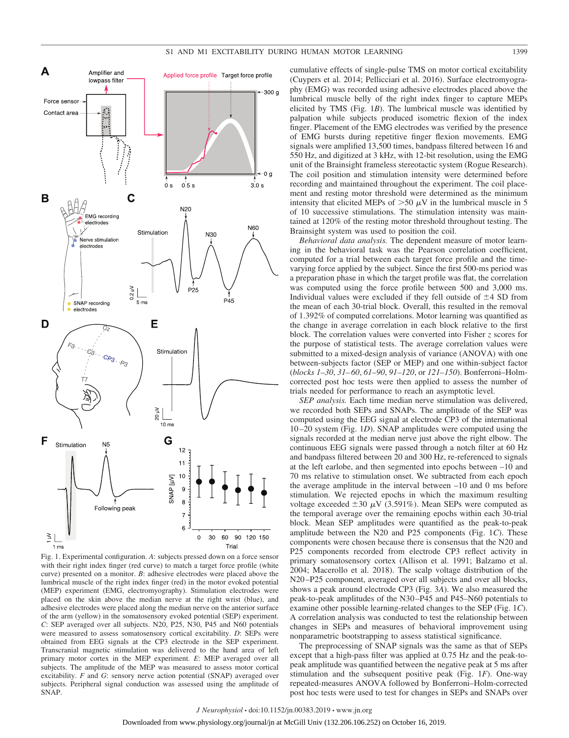Fig. 1. Experimental configuration. *A*: subjects pressed down on a force sensor with their right index finger (red curve) to match a target force profile (white curve) presented on a monitor. *B*: adhesive electrodes were placed above the lumbrical muscle of the right index finger (red) in the motor evoked potential (MEP) experiment (EMG, electromyography). Stimulation electrodes were placed on the skin above the median nerve at the right wrist (blue), and adhesive electrodes were placed along the median nerve on the anterior surface of the arm (yellow) in the somatosensory evoked potential (SEP) experiment. *C*: SEP averaged over all subjects. N20, P25, N30, P45 and N60 potentials were measured to assess somatosensory cortical excitability. *D*: SEPs were obtained from EEG signals at the CP3 electrode in the SEP experiment. Transcranial magnetic stimulation was delivered to the hand area of left primary motor cortex in the MEP experiment. *E*: MEP averaged over all subjects. The amplitude of the MEP was measured to assess motor cortical excitability. *F* and *G*: sensory nerve action potential (SNAP) averaged over subjects. Peripheral signal conduction was assessed using the amplitude of SNAP.

cumulative effects of single-pulse TMS on motor cortical excitability (Cuypers et al. 2014; Pellicciari et al. 2016). Surface electromyography (EMG) was recorded using adhesive electrodes placed above the lumbrical muscle belly of the right index finger to capture MEPs elicited by TMS (Fig. 1*B*). The lumbrical muscle was identified by palpation while subjects produced isometric flexion of the index finger. Placement of the EMG electrodes was verified by the presence of EMG bursts during repetitive finger flexion movements. EMG signals were amplified 13,500 times, bandpass filtered between 16 and 550 Hz, and digitized at 3 kHz, with 12-bit resolution, using the EMG unit of the Brainsight frameless stereotactic system (Rogue Research). The coil position and stimulation intensity were determined before recording and maintained throughout the experiment. The coil placement and resting motor threshold were determined as the minimum intensity that elicited MEPs of $>50$ $\mu$V in the lumbrical muscle in 5 of 10 successive stimulations. The stimulation intensity was maintained at 120% of the resting motor threshold throughout testing. The Brainsight system was used to position the coil.

*Behavioral data analysis.* The dependent measure of motor learning in the behavioral task was the Pearson correlation coefficient, computed for a trial between each target force profile and the time-varying force applied by the subject. Since the first 500-ms period was a preparation phase in which the target profile was flat, the correlation was computed using the force profile between 500 and 3,000 ms. Individual values were excluded if they fell outside of $\pm 4$ SD from the mean of each 30-trial block. Overall, this resulted in the removal of 1.392% of computed correlations. Motor learning was quantified as the change in average correlation in each block relative to the first block. The correlation values were converted into Fisher *z* scores for the purpose of statistical tests. The average correlation values were submitted to a mixed-design analysis of variance (ANOVA) with one between-subjects factor (SEP or MEP) and one within-subject factor (*blocks 1–30*, *31–60*, *61–90*, *91–120*, or *121–150*). Bonferroni–Holm-corrected post hoc tests were then applied to assess the number of trials needed for performance to reach an asymptotic level.

*SEP analysis.* Each time median nerve stimulation was delivered, we recorded both SEPs and SNAPs. The amplitude of the SEP was computed using the EEG signal at electrode CP3 of the international 10–20 system (Fig. 1*D*). SNAP amplitudes were computed using the signals recorded at the median nerve just above the right elbow. The continuous EEG signals were passed through a notch filter at 60 Hz and bandpass filtered between 20 and 300 Hz, re-referenced to signals at the left earlobe, and then segmented into epochs between –10 and 70 ms relative to stimulation onset. We subtracted from each epoch the average amplitude in the interval between –10 and 0 ms before stimulation. We rejected epochs in which the maximum resulting voltage exceeded $\pm 30$ $\mu$V (3.591%). Mean SEPs were computed as the temporal average over the remaining epochs within each 30-trial block. Mean SEP amplitudes were quantified as the peak-to-peak amplitude between the N20 and P25 components (Fig. 1*C*). These components were chosen because there is consensus that the N20 and P25 components recorded from electrode CP3 reflect activity in primary somatosensory cortex (Allison et al. 1991; Balzamo et al. 2004; Macerollo et al. 2018). The scalp voltage distribution of the N20–P25 component, averaged over all subjects and over all blocks, shows a peak around electrode CP3 (Fig. 3*A*). We also measured the peak-to-peak amplitudes of the N30–P45 and P45–N60 potentials to examine other possible learning-related changes to the SEP (Fig. 1*C*). A correlation analysis was conducted to test the relationship between changes in SEPs and measures of behavioral improvement using nonparametric bootstrapping to assess statistical significance.

The preprocessing of SNAP signals was the same as that of SEPs except that a high-pass filter was applied at 0.75 Hz and the peak-to-peak amplitude was quantified between the negative peak at 5 ms after stimulation and the subsequent positive peak (Fig. 1*F*). One-way repeated-measures ANOVA followed by Bonferroni–Holm-corrected post hoc tests were used to test for changes in SEPs and SNAPs over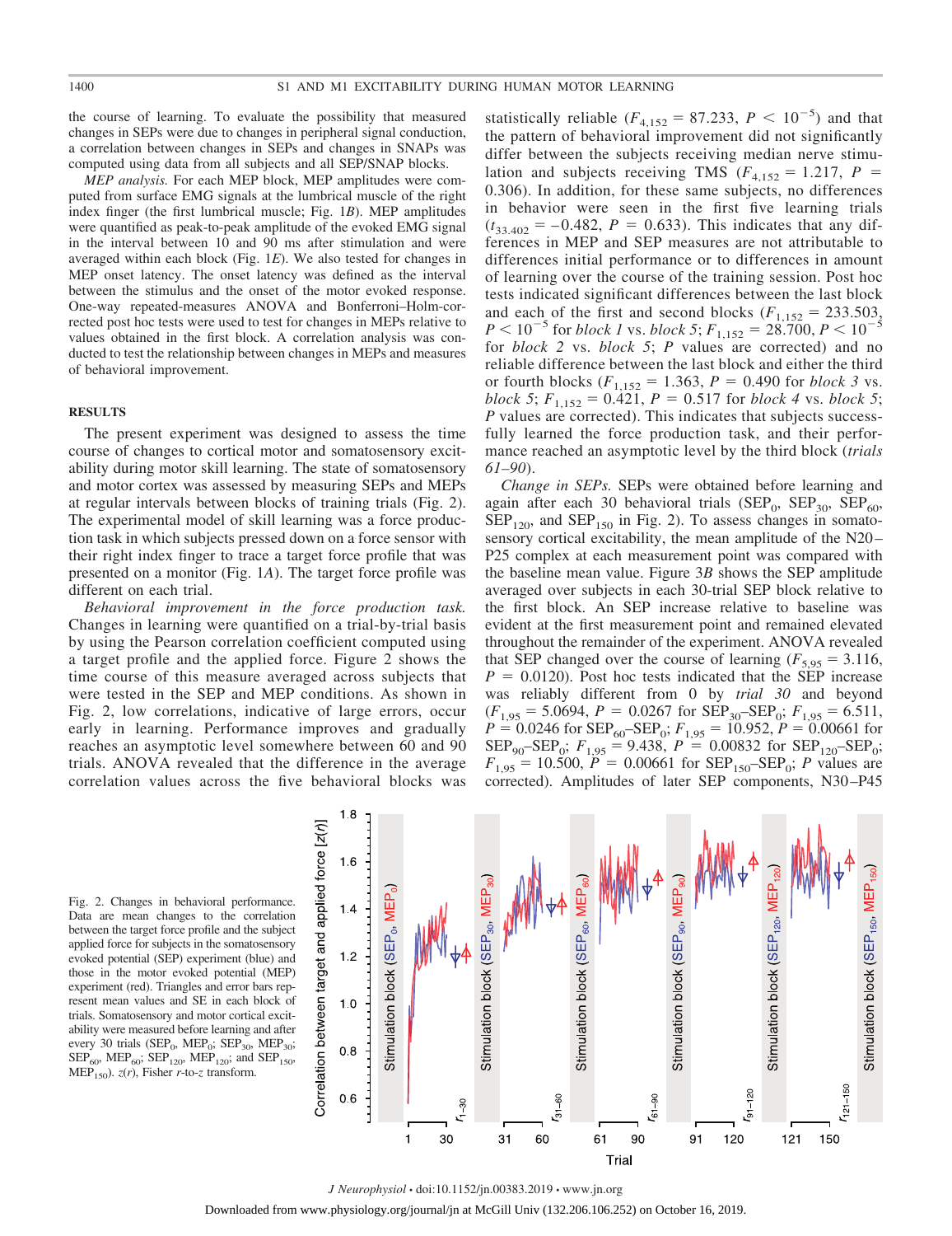the course of learning. To evaluate the possibility that measured changes in SEPs were due to changes in peripheral signal conduction, a correlation between changes in SEPs and changes in SNAPs was computed using data from all subjects and all SEP/SNAP blocks.

*MEP analysis.* For each MEP block, MEP amplitudes were computed from surface EMG signals at the lumbrical muscle of the right index finger (the first lumbrical muscle; Fig. 1*B*). MEP amplitudes were quantified as peak-to-peak amplitude of the evoked EMG signal in the interval between 10 and 90 ms after stimulation and were averaged within each block (Fig. 1*E*). We also tested for changes in MEP onset latency. The onset latency was defined as the interval between the stimulus and the onset of the motor evoked response. One-way repeated-measures ANOVA and Bonferroni–Holm-corrected post hoc tests were used to test for changes in MEPs relative to values obtained in the first block. A correlation analysis was conducted to test the relationship between changes in MEPs and measures of behavioral improvement.

## RESULTS

The present experiment was designed to assess the time course of changes to cortical motor and somatosensory excitability during motor skill learning. The state of somatosensory and motor cortex was assessed by measuring SEPs and MEPs at regular intervals between blocks of training trials (Fig. 2). The experimental model of skill learning was a force production task in which subjects pressed down on a force sensor with their right index finger to trace a target force profile that was presented on a monitor (Fig. 1*A*). The target force profile was different on each trial.

*Behavioral improvement in the force production task.* Changes in learning were quantified on a trial-by-trial basis by using the Pearson correlation coefficient computed using a target profile and the applied force. Figure 2 shows the time course of this measure averaged across subjects that were tested in the SEP and MEP conditions. As shown in Fig. 2, low correlations, indicative of large errors, occur early in learning. Performance improves and gradually reaches an asymptotic level somewhere between 60 and 90 trials. ANOVA revealed that the difference in the average correlation values across the five behavioral blocks was statistically reliable ($F_{4,152} = 87.233$, $P < 10^{-5}$) and that the pattern of behavioral improvement did not significantly differ between the subjects receiving median nerve stimulation and subjects receiving TMS ($F_{4,152} = 1.217$, $P = 0.306$). In addition, for these same subjects, no differences in behavior were seen in the first five learning trials ($t_{33.402} = -0.482$, $P = 0.633$). This indicates that any differences in MEP and SEP measures are not attributable to differences initial performance or to differences in amount of learning over the course of the training session. Post hoc tests indicated significant differences between the last block and each of the first and second blocks ($F_{1,152} = 233.503$, $P < 10^{-5}$ for *block 1* vs. *block 5*; $F_{1,152} = 28.700$, $P < 10^{-5}$ for *block 2* vs. *block 5*; *P* values are corrected) and no reliable difference between the last block and either the third or fourth blocks ($F_{1,152} = 1.363$, $P = 0.490$ for *block 3* vs. *block 5*; $F_{1,152} = 0.421$, $P = 0.517$ for *block 4* vs. *block 5*; *P* values are corrected). This indicates that subjects successfully learned the force production task, and their performance reached an asymptotic level by the third block (*trials 61–90*).

*Change in SEPs.* SEPs were obtained before learning and again after each 30 behavioral trials ($SEP_0$, $SEP_{30}$, $SEP_{60}$, $SEP_{120}$, and $SEP_{150}$ in Fig. 2). To assess changes in somatosensory cortical excitability, the mean amplitude of the N20–P25 complex at each measurement point was compared with the baseline mean value. Figure 3*B* shows the SEP amplitude averaged over subjects in each 30-trial SEP block relative to the first block. An SEP increase relative to baseline was evident at the first measurement point and remained elevated throughout the remainder of the experiment. ANOVA revealed that SEP changed over the course of learning ($F_{5,95} = 3.116$, $P = 0.0120$). Post hoc tests indicated that the SEP increase was reliably different from 0 by *trial 30* and beyond ($F_{1,95} = 5.0694$, $P = 0.0267$ for $SEP_{30}$–$SEP_0$; $F_{1,95} = 6.511$, $P = 0.0246$ for $SEP_{60}$–$SEP_0$; $F_{1,95} = 10.952$, $P = 0.00661$ for $SEP_{90}$–$SEP_0$; $F_{1,95} = 9.438$, $P = 0.00832$ for $SEP_{120}$–$SEP_0$; $F_{1,95} = 10.500$, $P = 0.00661$ for $SEP_{150}$–$SEP_0$; *P* values are corrected). Amplitudes of later SEP components, N30–P45

Fig. 2. Changes in behavioral performance. Data are mean changes to the correlation between the target force profile and the subject applied force for subjects in the somatosensory evoked potential (SEP) experiment (blue) and those in the motor evoked potential (MEP) experiment (red). Triangles and error bars represent mean values and SE in each block of trials. Somatosensory and motor cortical excitability were measured before learning and after every 30 trials ($SEP_0$, $MEP_0$; $SEP_{30}$, $MEP_{30}$; $SEP_{60}$, $MEP_{60}$; $SEP_{120}$, $MEP_{120}$; and $SEP_{150}$, $MEP_{150}$). $z(r)$, Fisher *r*-to-*z* transform.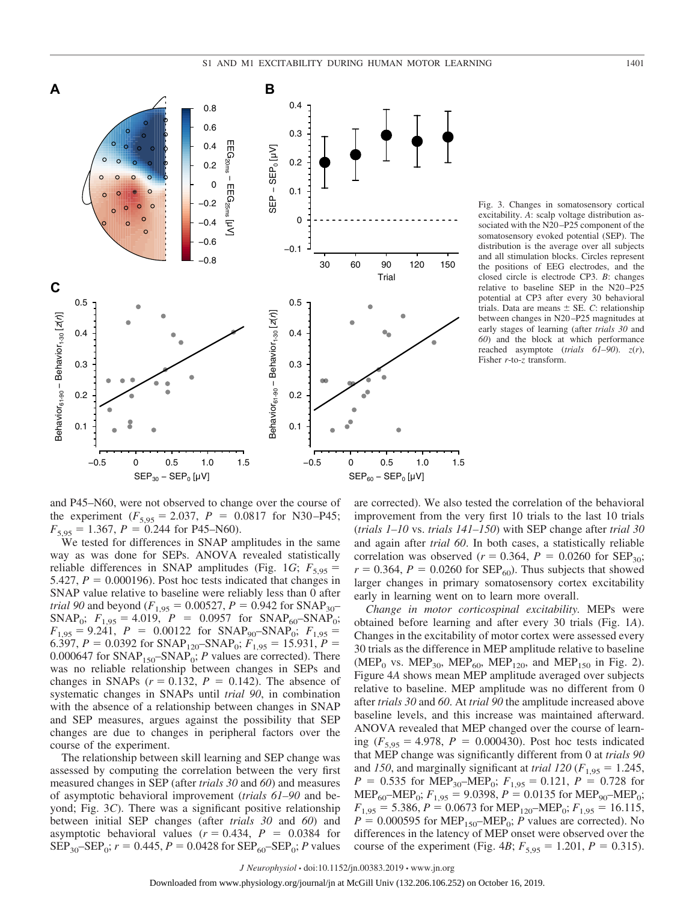Fig. 3. Changes in somatosensory cortical excitability. *A*: scalp voltage distribution associated with the N20–P25 component of the somatosensory evoked potential (SEP). The distribution is the average over all subjects and all stimulation blocks. Circles represent the positions of EEG electrodes, and the closed circle is electrode CP3. *B*: changes relative to baseline SEP in the N20–P25 potential at CP3 after every 30 behavioral trials. Data are means ± SE. *C*: relationship between changes in N20–P25 magnitudes at early stages of learning (after *trials 30* and *60*) and the block at which performance reached asymptote (*trials 61–90*). $z(r)$, Fisher $r$-to-$z$ transform.

and P45–N60, were not observed to change over the course of the experiment ($F_{5,95} = 2.037$, $P = 0.0817$ for N30–P45; $F_{5,95} = 1.367$, $P = 0.244$ for P45–N60).

We tested for differences in SNAP amplitudes in the same way as was done for SEPs. ANOVA revealed statistically reliable differences in SNAP amplitudes (Fig. 1*G*; $F_{5,95} = 5.427$, $P = 0.000196$). Post hoc tests indicated that changes in SNAP value relative to baseline were reliably less than 0 after *trial 90* and beyond ($F_{1,95} = 0.00527$, $P = 0.942$ for $SNAP_{30}$–$SNAP_0$; $F_{1,95} = 4.019$, $P = 0.0957$ for $SNAP_{60}$–$SNAP_0$; $F_{1,95} = 9.241$, $P = 0.00122$ for $SNAP_{90}$–$SNAP_0$; $F_{1,95} = 6.397$, $P = 0.0392$ for $SNAP_{120}$–$SNAP_0$; $F_{1,95} = 15.931$, $P = 0.000647$ for $SNAP_{150}$–$SNAP_0$; $P$ values are corrected). There was no reliable relationship between changes in SEPs and changes in SNAPs ($r = 0.132$, $P = 0.142$). The absence of systematic changes in SNAPs until *trial 90*, in combination with the absence of a relationship between changes in SNAP and SEP measures, argues against the possibility that SEP changes are due to changes in peripheral factors over the course of the experiment.

The relationship between skill learning and SEP change was assessed by computing the correlation between the very first measured changes in SEP (after *trials 30* and *60*) and measures of asymptotic behavioral improvement (*trials 61–90* and beyond; Fig. 3*C*). There was a significant positive relationship between initial SEP changes (after *trials 30* and *60*) and asymptotic behavioral values ($r = 0.434$, $P = 0.0384$ for $SEP_{30}$–$SEP_0$; $r = 0.445$, $P = 0.0428$ for $SEP_{60}$–$SEP_0$; $P$ values are corrected). We also tested the correlation of the behavioral improvement from the very first 10 trials to the last 10 trials (*trials 1–10* vs. *trials 141–150*) with SEP change after *trial 30* and again after *trial 60*. In both cases, a statistically reliable correlation was observed ($r = 0.364$, $P = 0.0260$ for $SEP_{30}$; $r = 0.364$, $P = 0.0260$ for $SEP_{60}$). Thus subjects that showed larger changes in primary somatosensory cortex excitability early in learning went on to learn more overall.

*Change in motor corticospinal excitability.* MEPs were obtained before learning and after every 30 trials (Fig. 1*A*). Changes in the excitability of motor cortex were assessed every 30 trials as the difference in MEP amplitude relative to baseline ($MEP_0$ vs. $MEP_{30}$, $MEP_{60}$, $MEP_{120}$, and $MEP_{150}$ in Fig. 2). Figure 4*A* shows mean MEP amplitude averaged over subjects relative to baseline. MEP amplitude was no different from 0 after *trials 30* and *60*. At *trial 90* the amplitude increased above baseline levels, and this increase was maintained afterward. ANOVA revealed that MEP changed over the course of learning ($F_{5,95} = 4.978$, $P = 0.000430$). Post hoc tests indicated that MEP change was significantly different from 0 at *trials 90* and *150*, and marginally significant at *trial 120* ($F_{1,95} = 1.245$, $P = 0.535$ for $MEP_{30}$–$MEP_0$; $F_{1,95} = 0.121$, $P = 0.728$ for $MEP_{60}$–$MEP_0$; $F_{1,95} = 9.0398$, $P = 0.0135$ for $MEP_{90}$–$MEP_0$; $F_{1,95} = 5.386$, $P = 0.0673$ for $MEP_{120}$–$MEP_0$; $F_{1,95} = 16.115$, $P = 0.000595$ for $MEP_{150}$–$MEP_0$; $P$ values are corrected). No differences in the latency of MEP onset were observed over the course of the experiment (Fig. 4*B*; $F_{5,95} = 1.201$, $P = 0.315$).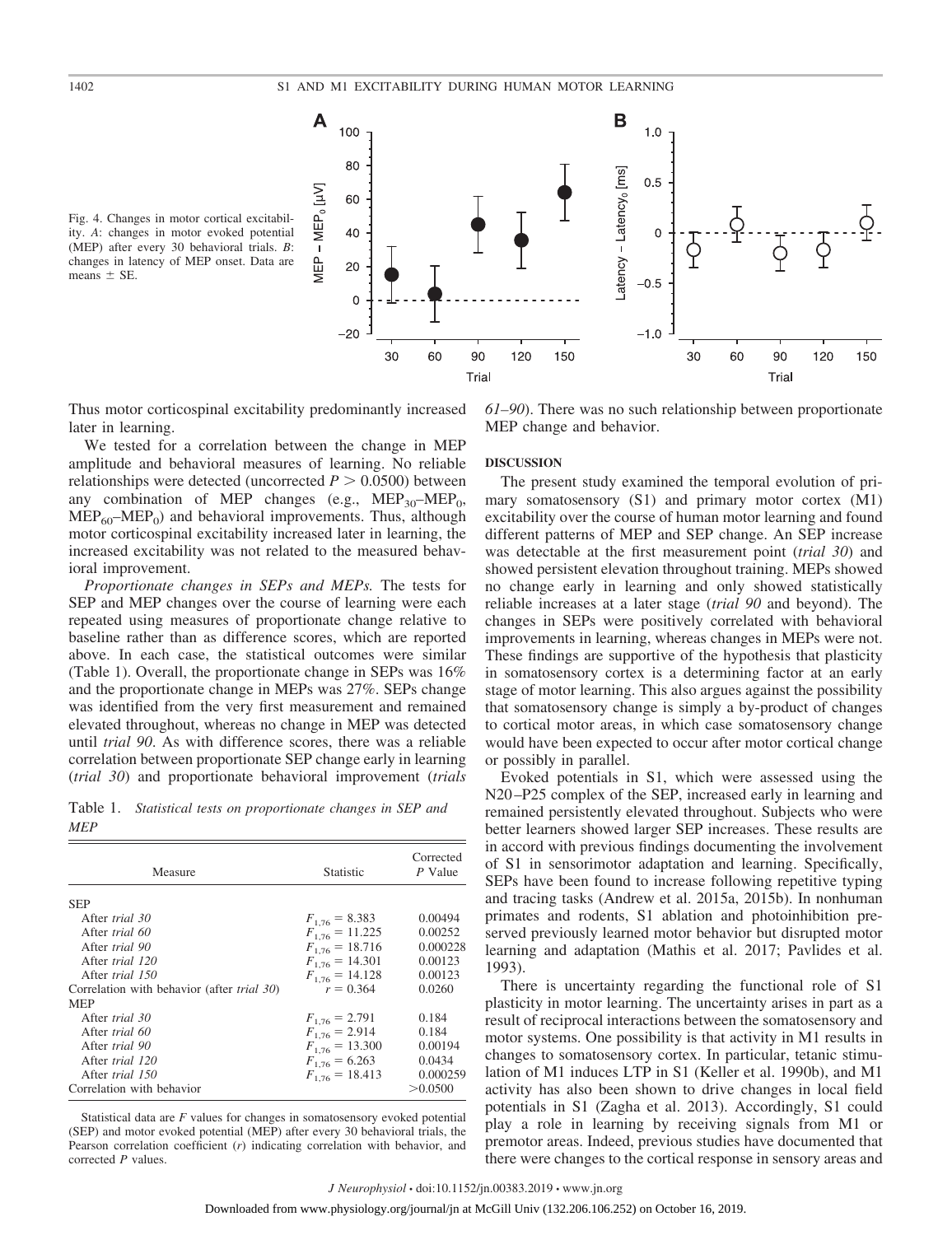Fig. 4. Changes in motor cortical excitability. *A*: changes in motor evoked potential (MEP) after every 30 behavioral trials. *B*: changes in latency of MEP onset. Data are means ± SE.

Thus motor corticospinal excitability predominantly increased later in learning.

We tested for a correlation between the change in MEP amplitude and behavioral measures of learning. No reliable relationships were detected (uncorrected $P > 0.0500$) between any combination of MEP changes (e.g., $MEP_{30}–MEP_0$, $MEP_{60}–MEP_0$) and behavioral improvements. Thus, although motor corticospinal excitability increased later in learning, the increased excitability was not related to the measured behavioral improvement.

*Proportionate changes in SEPs and MEPs.* The tests for SEP and MEP changes over the course of learning were each repeated using measures of proportionate change relative to baseline rather than as difference scores, which are reported above. In each case, the statistical outcomes were similar (Table 1). Overall, the proportionate change in SEPs was 16% and the proportionate change in MEPs was 27%. SEPs change was identified from the very first measurement and remained elevated throughout, whereas no change in MEP was detected until *trial 90*. As with difference scores, there was a reliable correlation between proportionate SEP change early in learning (*trial 30*) and proportionate behavioral improvement (*trials 61–90*). There was no such relationship between proportionate MEP change and behavior.

Table 1. *Statistical tests on proportionate changes in SEP and MEP*

| Measure | Statistic | Corrected *P* Value |
|---|---|---|
| SEP | | |
| After *trial 30* | $F_{1,76} = 8.383$ | 0.00494 |
| After *trial 60* | $F_{1,76} = 11.225$ | 0.00252 |
| After *trial 90* | $F_{1,76} = 18.716$ | 0.000228 |
| After *trial 120* | $F_{1,76} = 14.301$ | 0.00123 |
| After *trial 150* | $F_{1,76} = 14.128$ | 0.00123 |
| Correlation with behavior (after *trial 30*) | $r = 0.364$ | 0.0260 |
| MEP | | |
| After *trial 30* | $F_{1,76} = 2.791$ | 0.184 |
| After *trial 60* | $F_{1,76} = 2.914$ | 0.184 |
| After *trial 90* | $F_{1,76} = 13.300$ | 0.00194 |
| After *trial 120* | $F_{1,76} = 6.263$ | 0.0434 |
| After *trial 150* | $F_{1,76} = 18.413$ | 0.000259 |
| Correlation with behavior | | >0.0500 |

Statistical data are *F* values for changes in somatosensory evoked potential (SEP) and motor evoked potential (MEP) after every 30 behavioral trials, the Pearson correlation coefficient (*r*) indicating correlation with behavior, and corrected *P* values.

## DISCUSSION

The present study examined the temporal evolution of primary somatosensory (S1) and primary motor cortex (M1) excitability over the course of human motor learning and found different patterns of MEP and SEP change. An SEP increase was detectable at the first measurement point (*trial 30*) and showed persistent elevation throughout training. MEPs showed no change early in learning and only showed statistically reliable increases at a later stage (*trial 90* and beyond). The changes in SEPs were positively correlated with behavioral improvements in learning, whereas changes in MEPs were not. These findings are supportive of the hypothesis that plasticity in somatosensory cortex is a determining factor at an early stage of motor learning. This also argues against the possibility that somatosensory change is simply a by-product of changes to cortical motor areas, in which case somatosensory change would have been expected to occur after motor cortical change or possibly in parallel.

Evoked potentials in S1, which were assessed using the N20–P25 complex of the SEP, increased early in learning and remained persistently elevated throughout. Subjects who were better learners showed larger SEP increases. These results are in accord with previous findings documenting the involvement of S1 in sensorimotor adaptation and learning. Specifically, SEPs have been found to increase following repetitive typing and tracing tasks (Andrew et al. 2015a, 2015b). In nonhuman primates and rodents, S1 ablation and photoinhibition preserved previously learned motor behavior but disrupted motor learning and adaptation (Mathis et al. 2017; Pavlides et al. 1993).

There is uncertainty regarding the functional role of S1 plasticity in motor learning. The uncertainty arises in part as a result of reciprocal interactions between the somatosensory and motor systems. One possibility is that activity in M1 results in changes to somatosensory cortex. In particular, tetanic stimulation of M1 induces LTP in S1 (Keller et al. 1990b), and M1 activity has also been shown to drive changes in local field potentials in S1 (Zagha et al. 2013). Accordingly, S1 could play a role in learning by receiving signals from M1 or premotor areas. Indeed, previous studies have documented that there were changes to the cortical response in sensory areas and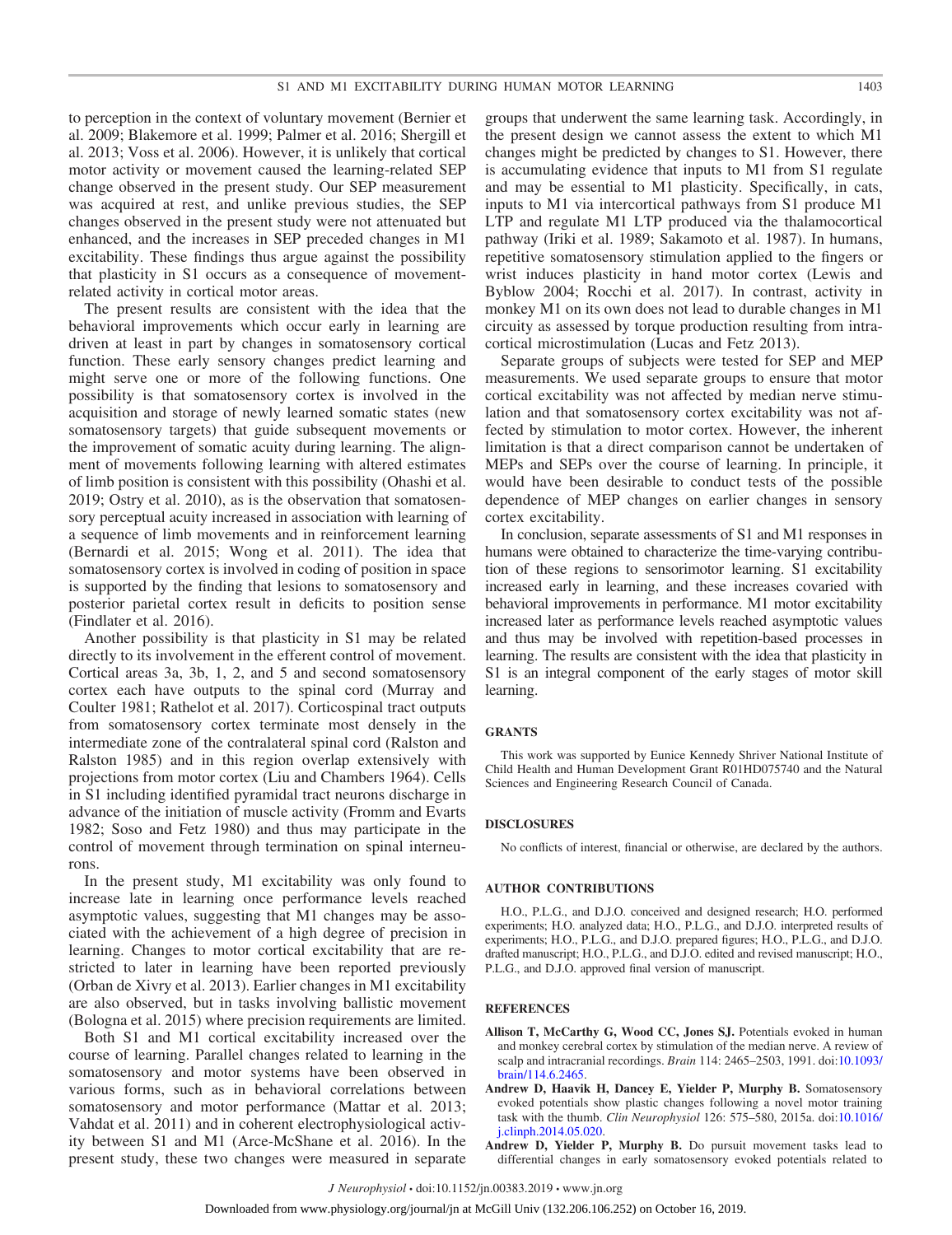to perception in the context of voluntary movement (Bernier et al. 2009; Blakemore et al. 1999; Palmer et al. 2016; Shergill et al. 2013; Voss et al. 2006). However, it is unlikely that cortical motor activity or movement caused the learning-related SEP change observed in the present study. Our SEP measurement was acquired at rest, and unlike previous studies, the SEP changes observed in the present study were not attenuated but enhanced, and the increases in SEP preceded changes in M1 excitability. These findings thus argue against the possibility that plasticity in S1 occurs as a consequence of movement-related activity in cortical motor areas.

The present results are consistent with the idea that the behavioral improvements which occur early in learning are driven at least in part by changes in somatosensory cortical function. These early sensory changes predict learning and might serve one or more of the following functions. One possibility is that somatosensory cortex is involved in the acquisition and storage of newly learned somatic states (new somatosensory targets) that guide subsequent movements or the improvement of somatic acuity during learning. The alignment of movements following learning with altered estimates of limb position is consistent with this possibility (Ohashi et al. 2019; Ostry et al. 2010), as is the observation that somatosensory perceptual acuity increased in association with learning of a sequence of limb movements and in reinforcement learning (Bernardi et al. 2015; Wong et al. 2011). The idea that somatosensory cortex is involved in coding of position in space is supported by the finding that lesions to somatosensory and posterior parietal cortex result in deficits to position sense (Findlater et al. 2016).

Another possibility is that plasticity in S1 may be related directly to its involvement in the efferent control of movement. Cortical areas 3a, 3b, 1, 2, and 5 and second somatosensory cortex each have outputs to the spinal cord (Murray and Coulter 1981; Rathelot et al. 2017). Corticospinal tract outputs from somatosensory cortex terminate most densely in the intermediate zone of the contralateral spinal cord (Ralston and Ralston 1985) and in this region overlap extensively with projections from motor cortex (Liu and Chambers 1964). Cells in S1 including identified pyramidal tract neurons discharge in advance of the initiation of muscle activity (Fromm and Evarts 1982; Soso and Fetz 1980) and thus may participate in the control of movement through termination on spinal interneurons.

In the present study, M1 excitability was only found to increase late in learning once performance levels reached asymptotic values, suggesting that M1 changes may be associated with the achievement of a high degree of precision in learning. Changes to motor cortical excitability that are restricted to later in learning have been reported previously (Orban de Xivry et al. 2013). Earlier changes in M1 excitability are also observed, but in tasks involving ballistic movement (Bologna et al. 2015) where precision requirements are limited.

Both S1 and M1 cortical excitability increased over the course of learning. Parallel changes related to learning in the somatosensory and motor systems have been observed in various forms, such as in behavioral correlations between somatosensory and motor performance (Mattar et al. 2013; Vahdat et al. 2011) and in coherent electrophysiological activity between S1 and M1 (Arce-McShane et al. 2016). In the present study, these two changes were measured in separate groups that underwent the same learning task. Accordingly, in the present design we cannot assess the extent to which M1 changes might be predicted by changes to S1. However, there is accumulating evidence that inputs to M1 from S1 regulate and may be essential to M1 plasticity. Specifically, in cats, inputs to M1 via intercortical pathways from S1 produce M1 LTP and regulate M1 LTP produced via the thalamocortical pathway (Iriki et al. 1989; Sakamoto et al. 1987). In humans, repetitive somatosensory stimulation applied to the fingers or wrist induces plasticity in hand motor cortex (Lewis and Byblow 2004; Rocchi et al. 2017). In contrast, activity in monkey M1 on its own does not lead to durable changes in M1 circuitry as assessed by torque production resulting from intracortical microstimulation (Lucas and Fetz 2013).

Separate groups of subjects were tested for SEP and MEP measurements. We used separate groups to ensure that motor cortical excitability was not affected by median nerve stimulation and that somatosensory cortex excitability was not affected by stimulation to motor cortex. However, the inherent limitation is that a direct comparison cannot be undertaken of MEPs and SEPs over the course of learning. In principle, it would have been desirable to conduct tests of the possible dependence of MEP changes on earlier changes in sensory cortex excitability.

In conclusion, separate assessments of S1 and M1 responses in humans were obtained to characterize the time-varying contribution of these regions to sensorimotor learning. S1 excitability increased early in learning, and these increases covaried with behavioral improvements in performance. M1 motor excitability increased later as performance levels reached asymptotic values and thus may be involved with repetition-based processes in learning. The results are consistent with the idea that plasticity in S1 is an integral component of the early stages of motor skill learning.

## GRANTS

This work was supported by Eunice Kennedy Shriver National Institute of Child Health and Human Development Grant R01HD075740 and the Natural Sciences and Engineering Research Council of Canada.

## DISCLOSURES

No conflicts of interest, financial or otherwise, are declared by the authors.

## AUTHOR CONTRIBUTIONS

H.O., P.L.G., and D.J.O. conceived and designed research; H.O. performed experiments; H.O. analyzed data; H.O., P.L.G., and D.J.O. interpreted results of experiments; H.O., P.L.G., and D.J.O. prepared figures; H.O., P.L.G., and D.J.O. drafted manuscript; H.O., P.L.G., and D.J.O. edited and revised manuscript; H.O., P.L.G., and D.J.O. approved final version of manuscript.

## REFERENCES

**Allison T, McCarthy G, Wood CC, Jones SJ.** Potentials evoked in human and monkey cerebral cortex by stimulation of the median nerve. A review of scalp and intracranial recordings. *Brain* 114: 2465–2503, 1991. doi:10.1093/brain/114.6.2465.

**Andrew D, Haavik H, Dancey E, Yielder P, Murphy B.** Somatosensory evoked potentials show plastic changes following a novel motor training task with the thumb. *Clin Neurophysiol* 126: 575–580, 2015a. doi:10.1016/j.clinph.2014.05.020.

**Andrew D, Yielder P, Murphy B.** Do pursuit movement tasks lead to differential changes in early somatosensory evoked potentials related to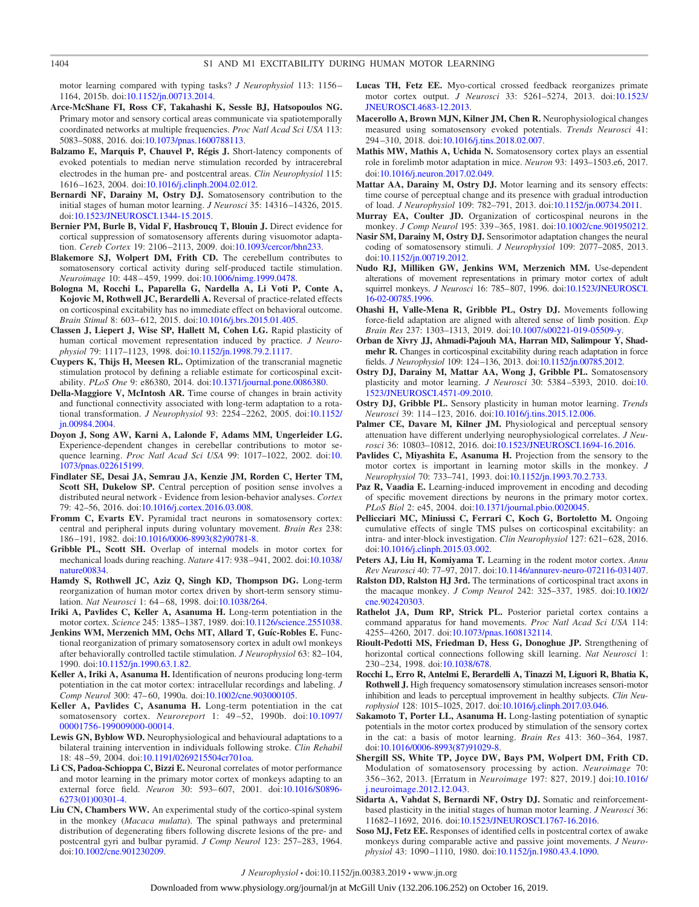motor learning compared with typing tasks? *J Neurophysiol* 113: 1156–1164, 2015b. doi:10.1152/jn.00713.2014.

**Arce-McShane FI, Ross CF, Takahashi K, Sessle BJ, Hatsopoulos NG.** Primary motor and sensory cortical areas communicate via spatiotemporally coordinated networks at multiple frequencies. *Proc Natl Acad Sci USA* 113: 5083–5088, 2016. doi:10.1073/pnas.1600788113.

**Balzamo E, Marquis P, Chauvel P, Régis J.** Short-latency components of evoked potentials to median nerve stimulation recorded by intracerebral electrodes in the human pre- and postcentral areas. *Clin Neurophysiol* 115: 1616–1623, 2004. doi:10.1016/j.clinph.2004.02.012.

**Bernardi NF, Darainy M, Ostry DJ.** Somatosensory contribution to the initial stages of human motor learning. *J Neurosci* 35: 14316–14326, 2015. doi:10.1523/JNEUROSCI.1344-15.2015.

**Bernier PM, Burle B, Vidal F, Hasbroucq T, Blouin J.** Direct evidence for cortical suppression of somatosensory afferents during visuomotor adaptation. *Cereb Cortex* 19: 2106–2113, 2009. doi:10.1093/cercor/bhn233.

**Blakemore SJ, Wolpert DM, Frith CD.** The cerebellum contributes to somatosensory cortical activity during self-produced tactile stimulation. *Neuroimage* 10: 448–459, 1999. doi:10.1006/nimg.1999.0478.

**Bologna M, Rocchi L, Paparella G, Nardella A, Li Voti P, Conte A, Kojovic M, Rothwell JC, Berardelli A.** Reversal of practice-related effects on corticospinal excitability has no immediate effect on behavioral outcome. *Brain Stimul* 8: 603–612, 2015. doi:10.1016/j.brs.2015.01.405.

**Classen J, Liepert J, Wise SP, Hallett M, Cohen LG.** Rapid plasticity of human cortical movement representation induced by practice. *J Neurophysiol* 79: 1117–1123, 1998. doi:10.1152/jn.1998.79.2.1117.

**Cuypers K, Thijs H, Meesen RL.** Optimization of the transcranial magnetic stimulation protocol by defining a reliable estimate for corticospinal excitability. *PLoS One* 9: e86380, 2014. doi:10.1371/journal.pone.0086380.

**Della-Maggiore V, McIntosh AR.** Time course of changes in brain activity and functional connectivity associated with long-term adaptation to a rotational transformation. *J Neurophysiol* 93: 2254–2262, 2005. doi:10.1152/jn.00984.2004.

**Doyon J, Song AW, Karni A, Lalonde F, Adams MM, Ungerleider LG.** Experience-dependent changes in cerebellar contributions to motor sequence learning. *Proc Natl Acad Sci USA* 99: 1017–1022, 2002. doi:10.1073/pnas.022615199.

**Findlater SE, Desai JA, Semrau JA, Kenzie JM, Rorden C, Herter TM, Scott SH, Dukelow SP.** Central perception of position sense involves a distributed neural network - Evidence from lesion-behavior analyses. *Cortex* 79: 42–56, 2016. doi:10.1016/j.cortex.2016.03.008.

**Fromm C, Evarts EV.** Pyramidal tract neurons in somatosensory cortex: central and peripheral inputs during voluntary movement. *Brain Res* 238: 186–191, 1982. doi:10.1016/0006-8993(82)90781-8.

**Gribble PL, Scott SH.** Overlap of internal models in motor cortex for mechanical loads during reaching. *Nature* 417: 938–941, 2002. doi:10.1038/nature00834.

**Hamdy S, Rothwell JC, Aziz Q, Singh KD, Thompson DG.** Long-term reorganization of human motor cortex driven by short-term sensory stimulation. *Nat Neurosci* 1: 64–68, 1998. doi:10.1038/264.

**Iriki A, Pavlides C, Keller A, Asanuma H.** Long-term potentiation in the motor cortex. *Science* 245: 1385–1387, 1989. doi:10.1126/science.2551038.

**Jenkins WM, Merzenich MM, Ochs MT, Allard T, Guíc-Robles E.** Functional reorganization of primary somatosensory cortex in adult owl monkeys after behaviorally controlled tactile stimulation. *J Neurophysiol* 63: 82–104, 1990. doi:10.1152/jn.1990.63.1.82.

**Keller A, Iriki A, Asanuma H.** Identification of neurons producing long-term potentiation in the cat motor cortex: intracellular recordings and labeling. *J Comp Neurol* 300: 47–60, 1990a. doi:10.1002/cne.903000105.

**Keller A, Pavlides C, Asanuma H.** Long-term potentiation in the cat somatosensory cortex. *Neuroreport* 1: 49–52, 1990b. doi:10.1097/00001756-199009000-00014.

**Lewis GN, Byblow WD.** Neurophysiological and behavioural adaptations to a bilateral training intervention in individuals following stroke. *Clin Rehabil* 18: 48–59, 2004. doi:10.1191/0269215504cr701oa.

**Li CS, Padoa-Schioppa C, Bizzi E.** Neuronal correlates of motor performance and motor learning in the primary motor cortex of monkeys adapting to an external force field. *Neuron* 30: 593–607, 2001. doi:10.1016/S0896-6273(01)00301-4.

**Liu CN, Chambers WW.** An experimental study of the cortico-spinal system in the monkey (*Macaca mulatta*). The spinal pathways and preterminal distribution of degenerating fibers following discrete lesions of the pre- and postcentral gyri and bulbar pyramid. *J Comp Neurol* 123: 257–283, 1964. doi:10.1002/cne.901230209.

**Lucas TH, Fetz EE.** Myo-cortical crossed feedback reorganizes primate motor cortex output. *J Neurosci* 33: 5261–5274, 2013. doi:10.1523/JNEUROSCI.4683-12.2013.

**Macerollo A, Brown MJN, Kilner JM, Chen R.** Neurophysiological changes measured using somatosensory evoked potentials. *Trends Neurosci* 41: 294–310, 2018. doi:10.1016/j.tins.2018.02.007.

**Mathis MW, Mathis A, Uchida N.** Somatosensory cortex plays an essential role in forelimb motor adaptation in mice. *Neuron* 93: 1493–1503.e6, 2017. doi:10.1016/j.neuron.2017.02.049.

**Mattar AA, Darainy M, Ostry DJ.** Motor learning and its sensory effects: time course of perceptual change and its presence with gradual introduction of load. *J Neurophysiol* 109: 782–791, 2013. doi:10.1152/jn.00734.2011.

**Murray EA, Coulter JD.** Organization of corticospinal neurons in the monkey. *J Comp Neurol* 195: 339–365, 1981. doi:10.1002/cne.901950212.

**Nasir SM, Darainy M, Ostry DJ.** Sensorimotor adaptation changes the neural coding of somatosensory stimuli. *J Neurophysiol* 109: 2077–2085, 2013. doi:10.1152/jn.00719.2012.

**Nudo RJ, Milliken GW, Jenkins WM, Merzenich MM.** Use-dependent alterations of movement representations in primary motor cortex of adult squirrel monkeys. *J Neurosci* 16: 785–807, 1996. doi:10.1523/JNEUROSCI.16-02-00785.1996.

**Ohashi H, Valle-Mena R, Gribble PL, Ostry DJ.** Movements following force-field adaptation are aligned with altered sense of limb position. *Exp Brain Res* 237: 1303–1313, 2019. doi:10.1007/s00221-019-05509-y.

**Orban de Xivry JJ, Ahmadi-Pajouh MA, Harran MD, Salimpour Y, Shadmehr R.** Changes in corticospinal excitability during reach adaptation in force fields. *J Neurophysiol* 109: 124–136, 2013. doi:10.1152/jn.00785.2012.

**Ostry DJ, Darainy M, Mattar AA, Wong J, Gribble PL.** Somatosensory plasticity and motor learning. *J Neurosci* 30: 5384–5393, 2010. doi:10.1523/JNEUROSCI.4571-09.2010.

**Ostry DJ, Gribble PL.** Sensory plasticity in human motor learning. *Trends Neurosci* 39: 114–123, 2016. doi:10.1016/j.tins.2015.12.006.

**Palmer CE, Davare M, Kilner JM.** Physiological and perceptual sensory attenuation have different underlying neurophysiological correlates. *J Neurosci* 36: 10803–10812, 2016. doi:10.1523/JNEUROSCI.1694-16.2016.

**Pavlides C, Miyashita E, Asanuma H.** Projection from the sensory to the motor cortex is important in learning motor skills in the monkey. *J Neurophysiol* 70: 733–741, 1993. doi:10.1152/jn.1993.70.2.733.

**Paz R, Vaadia E.** Learning-induced improvement in encoding and decoding of specific movement directions by neurons in the primary motor cortex. *PLoS Biol* 2: e45, 2004. doi:10.1371/journal.pbio.0020045.

**Pellicciari MC, Miniussi C, Ferrari C, Koch G, Bortoletto M.** Ongoing cumulative effects of single TMS pulses on corticospinal excitability: an intra- and inter-block investigation. *Clin Neurophysiol* 127: 621–628, 2016. doi:10.1016/j.clinph.2015.03.002.

**Peters AJ, Liu H, Komiyama T.** Learning in the rodent motor cortex. *Annu Rev Neurosci* 40: 77–97, 2017. doi:10.1146/annurev-neuro-072116-031407.

**Ralston DD, Ralston HJ 3rd.** The terminations of corticospinal tract axons in the macaque monkey. *J Comp Neurol* 242: 325–337, 1985. doi:10.1002/cne.902420303.

**Rathelot JA, Dum RP, Strick PL.** Posterior parietal cortex contains a command apparatus for hand movements. *Proc Natl Acad Sci USA* 114: 4255–4260, 2017. doi:10.1073/pnas.1608132114.

**Rioult-Pedotti MS, Friedman D, Hess G, Donoghue JP.** Strengthening of horizontal cortical connections following skill learning. *Nat Neurosci* 1: 230–234, 1998. doi:10.1038/678.

**Rocchi L, Erro R, Antelmi E, Berardelli A, Tinazzi M, Liguori R, Bhatia K, Rothwell J.** High frequency somatosensory stimulation increases sensori-motor inhibition and leads to perceptual improvement in healthy subjects. *Clin Neurophysiol* 128: 1015–1025, 2017. doi:10.1016/j.clinph.2017.03.046.

**Sakamoto T, Porter LL, Asanuma H.** Long-lasting potentiation of synaptic potentials in the motor cortex produced by stimulation of the sensory cortex in the cat: a basis of motor learning. *Brain Res* 413: 360–364, 1987. doi:10.1016/0006-8993(87)91029-8.

**Shergill SS, White TP, Joyce DW, Bays PM, Wolpert DM, Frith CD.** Modulation of somatosensory processing by action. *Neuroimage* 70: 356–362, 2013. [Erratum in *Neuroimage* 197: 827, 2019.] doi:10.1016/j.neuroimage.2012.12.043.

**Sidarta A, Vahdat S, Bernardi NF, Ostry DJ.** Somatic and reinforcement-based plasticity in the initial stages of human motor learning. *J Neurosci* 36: 11682–11692, 2016. doi:10.1523/JNEUROSCI.1767-16.2016.

**Soso MJ, Fetz EE.** Responses of identified cells in postcentral cortex of awake monkeys during comparable active and passive joint movements. *J Neurophysiol* 43: 1090–1110, 1980. doi:10.1152/jn.1980.43.4.1090.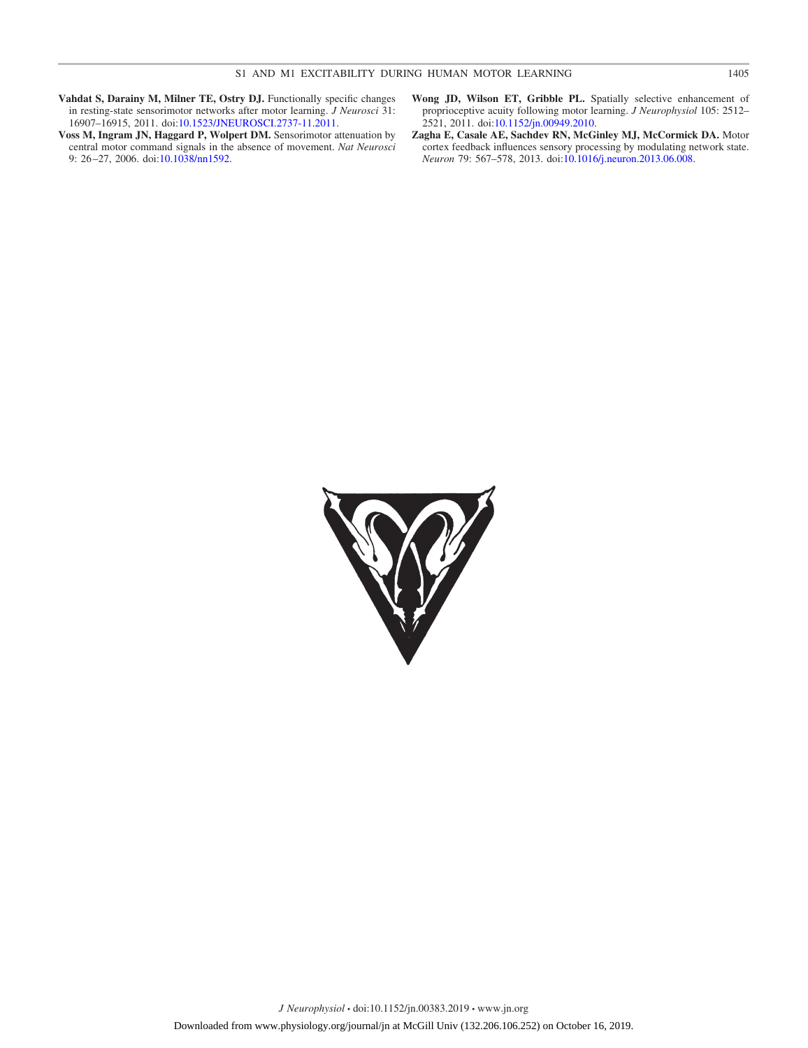**Vahdat S, Darainy M, Milner TE, Ostry DJ.** Functionally specific changes in resting-state sensorimotor networks after motor learning. *J Neurosci* 31: 16907–16915, 2011. doi:10.1523/JNEUROSCI.2737-11.2011.

**Voss M, Ingram JN, Haggard P, Wolpert DM.** Sensorimotor attenuation by central motor command signals in the absence of movement. *Nat Neurosci* 9: 26–27, 2006. doi:10.1038/nn1592.

**Wong JD, Wilson ET, Gribble PL.** Spatially selective enhancement of proprioceptive acuity following motor learning. *J Neurophysiol* 105: 2512–2521, 2011. doi:10.1152/jn.00949.2010.

**Zagha E, Casale AE, Sachdev RN, McGinley MJ, McCormick DA.** Motor cortex feedback influences sensory processing by modulating network state. *Neuron* 79: 567–578, 2013. doi:10.1016/j.neuron.2013.06.008.